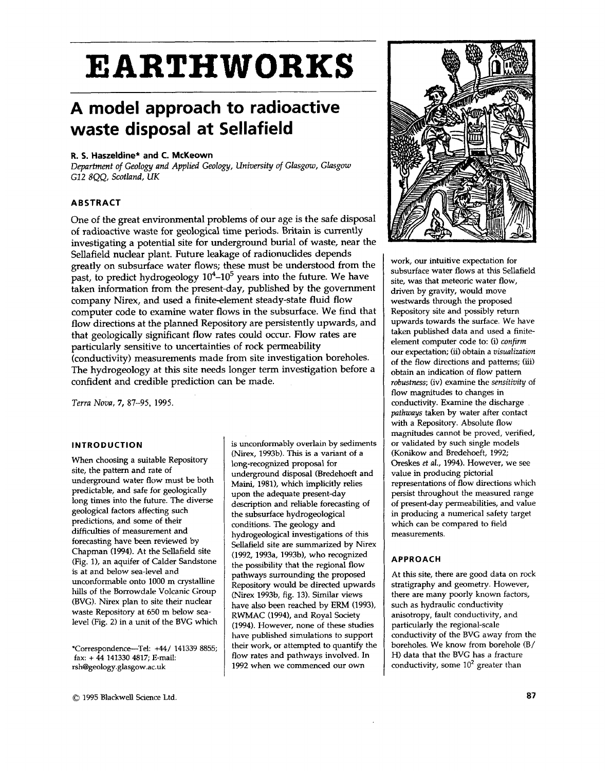# EARTHWORKS

## A model approach to radioactive waste disposal at Sellafield

**R. S. Haszeldine\* and C. McKeown**

*Department of Geology and Applied Geology, University of Glasgow, Glasgow G12 8QQ, Scotland, UK*

### ABSTRACT

One of the great environmental problems of our age is the safe disposal of radioactive waste for geological time periods. Britain is currently investigating a potential site for underground burial of waste, near the Sellafield nuclear plant. Future leakage of radionuclides depends greatly on subsurface water flows; these must be understood from the past, to predict hydrogeology $10^4$–$10^5$ years into the future. We have taken information from the present-day, published by the government company Nirex, and used a finite-element steady-state fluid flow computer code to examine water flows in the subsurface. We find that flow directions at the planned Repository are persistently upwards, and that geologically significant flow rates could occur. Flow rates are particularly sensitive to uncertainties of rock permeability (conductivity) measurements made from site investigation boreholes. The hydrogeology at this site needs longer term investigation before a confident and credible prediction can be made.

*Terra Nova*, **7**, 87–95, 1995.

### INTRODUCTION

When choosing a suitable Repository site, the pattern and rate of underground water flow must be both predictable, and safe for geologically long times into the future. The diverse geological factors affecting such predictions, and some of their difficulties of measurement and forecasting have been reviewed by Chapman (1994). At the Sellafield site (Fig. 1), an aquifer of Calder Sandstone is at and below sea-level and unconformable onto 1000 m crystalline hills of the Borrowdale Volcanic Group (BVG). Nirex plan to site their nuclear waste Repository at 650 m below sea-level (Fig. 2) in a unit of the BVG which is unconformably overlain by sediments (Nirex, 1993b). This is a variant of a long-recognized proposal for underground disposal (Bredehoeft and Maini, 1981), which implicitly relies upon the adequate present-day description and reliable forecasting of the subsurface hydrogeological conditions. The geology and hydrogeological investigations of this Sellafield site are summarized by Nirex (1992, 1993a, 1993b), who recognized the possibility that the regional flow pathways surrounding the proposed Repository would be directed upwards (Nirex 1993b, fig. 13). Similar views have also been reached by ERM (1993), RWMAC (1994), and Royal Society (1994). However, none of these studies have published simulations to support their work, or attempted to quantify the flow rates and pathways involved. In 1992 when we commenced our own work, our intuitive expectation for subsurface water flows at this Sellafield site, was that meteoric water flow, driven by gravity, would move westwards through the proposed Repository site and possibly return upwards towards the surface. We have taken published data and used a finite-element computer code to: (i) *confirm* our expectation; (ii) obtain a *visualization* of the flow directions and patterns; (iii) obtain an indication of flow pattern *robustness*; (iv) examine the *sensitivity* of flow magnitudes to changes in conductivity. Examine the discharge *pathways* taken by water after contact with a Repository. Absolute flow magnitudes cannot be proved, verified, or validated by such single models (Konikow and Bredehoeft, 1992; Oreskes *et al.*, 1994). However, we see value in producing pictorial representations of flow directions which persist throughout the measured range of present-day permeabilities, and value in producing a numerical safety target which can be compared to field measurements.

\*Correspondence—Tel: +44/ 141339 8855; fax: + 44 141330 4817; E-mail: rsh@geology.glasgow.ac.uk

### APPROACH

At this site, there are good data on rock stratigraphy and geometry. However, there are many poorly known factors, such as hydraulic conductivity anisotropy, fault conductivity, and particularly the regional-scale conductivity of the BVG away from the boreholes. We know from borehole (B/H) data that the BVG has a fracture conductivity, some $10^2$ greater than

© 1995 Blackwell Science Ltd.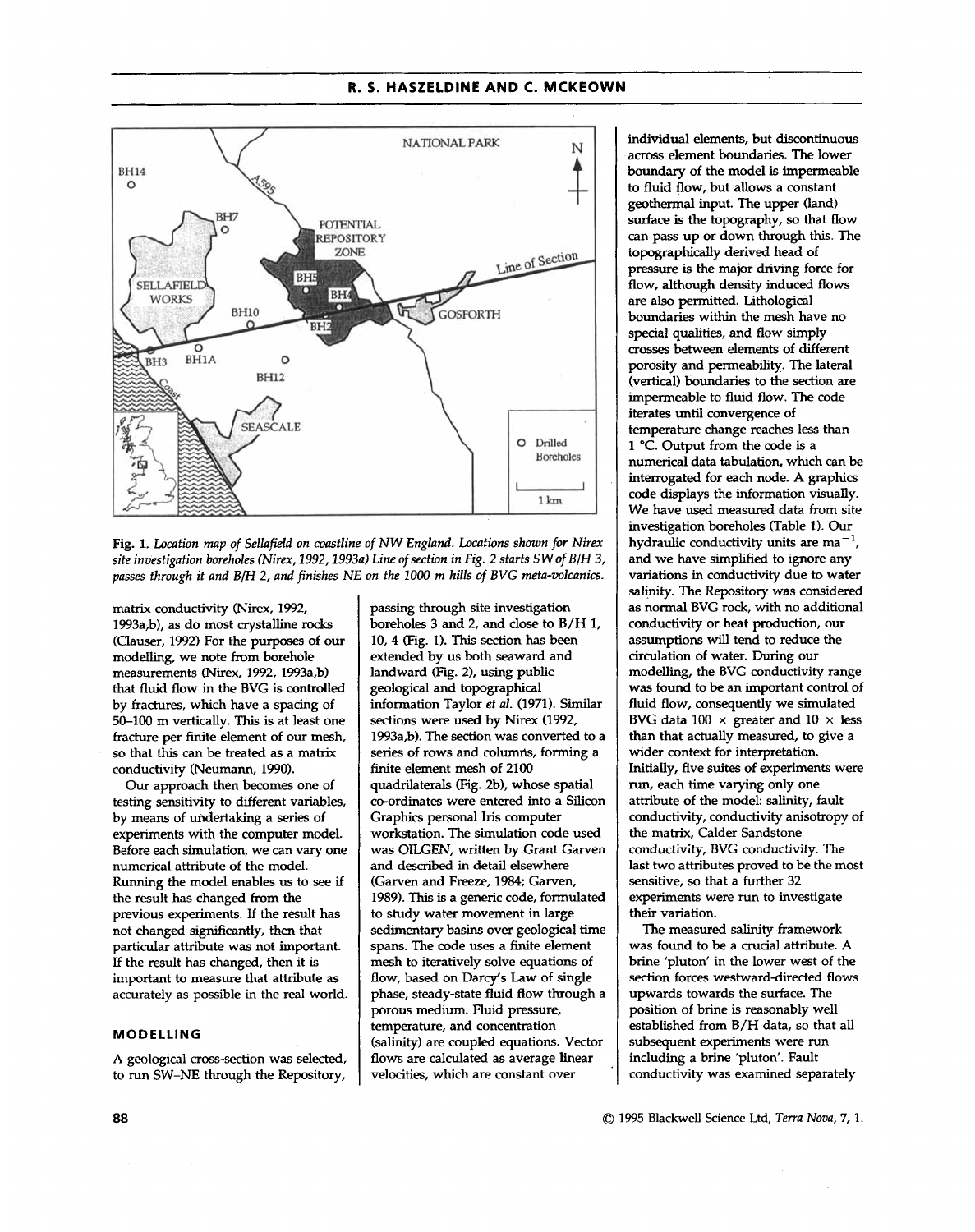Fig. 1. *Location map of Sellafield on coastline of NW England. Locations shown for Nirex site investigation boreholes (Nirex, 1992, 1993a) Line of section in Fig. 2 starts SW of B/H 3, passes through it and B/H 2, and finishes NE on the 1000 m hills of BVG meta-volcanics.*

matrix conductivity (Nirex, 1992, 1993a,b), as do most crystalline rocks (Clauser, 1992) For the purposes of our modelling, we note from borehole measurements (Nirex, 1992, 1993a,b) that fluid flow in the BVG is controlled by fractures, which have a spacing of 50–100 m vertically. This is at least one fracture per finite element of our mesh, so that this can be treated as a matrix conductivity (Neumann, 1990).

Our approach then becomes one of testing sensitivity to different variables, by means of undertaking a series of experiments with the computer model. Before each simulation, we can vary one numerical attribute of the model. Running the model enables us to see if the result has changed from the previous experiments. If the result has not changed significantly, then that particular attribute was not important. If the result has changed, then it is important to measure that attribute as accurately as possible in the real world.

## MODELLING

A geological cross-section was selected, to run SW–NE through the Repository, passing through site investigation boreholes 3 and 2, and close to B/H 1, 10, 4 (Fig. 1). This section has been extended by us both seaward and landward (Fig. 2), using public geological and topographical information Taylor *et al.* (1971). Similar sections were used by Nirex (1992, 1993a,b). The section was converted to a series of rows and columns, forming a finite element mesh of 2100 quadrilaterals (Fig. 2b), whose spatial co-ordinates were entered into a Silicon Graphics personal Iris computer workstation. The simulation code used was OILGEN, written by Grant Garven and described in detail elsewhere (Garven and Freeze, 1984; Garven, 1989). This is a generic code, formulated to study water movement in large sedimentary basins over geological time spans. The code uses a finite element mesh to iteratively solve equations of flow, based on Darcy's Law of single phase, steady-state fluid flow through a porous medium. Fluid pressure, temperature, and concentration (salinity) are coupled equations. Vector flows are calculated as average linear velocities, which are constant over individual elements, but discontinuous across element boundaries. The lower boundary of the model is impermeable to fluid flow, but allows a constant geothermal input. The upper (land) surface is the topography, so that flow can pass up or down through this. The topographically derived head of pressure is the major driving force for flow, although density induced flows are also permitted. Lithological boundaries within the mesh have no special qualities, and flow simply crosses between elements of different porosity and permeability. The lateral (vertical) boundaries to the section are impermeable to fluid flow. The code iterates until convergence of temperature change reaches less than 1 °C. Output from the code is a numerical data tabulation, which can be interrogated for each node. A graphics code displays the information visually. We have used measured data from site investigation boreholes (Table 1). Our hydraulic conductivity units are $\mathrm{m\,a^{-1}}$, and we have simplified to ignore any variations in conductivity due to water salinity. The Repository was considered as normal BVG rock, with no additional conductivity or heat production, our assumptions will tend to reduce the circulation of water. During our modelling, the BVG conductivity range was found to be an important control of fluid flow, consequently we simulated BVG data 100 × greater and 10 × less than that actually measured, to give a wider context for interpretation. Initially, five suites of experiments were run, each time varying only one attribute of the model: salinity, fault conductivity, conductivity anisotropy of the matrix, Calder Sandstone conductivity, BVG conductivity. The last two attributes proved to be the most sensitive, so that a further 32 experiments were run to investigate their variation.

The measured salinity framework was found to be a crucial attribute. A brine 'pluton' in the lower west of the section forces westward-directed flows upwards towards the surface. The position of brine is reasonably well established from B/H data, so that all subsequent experiments were run including a brine 'pluton'. Fault conductivity was examined separately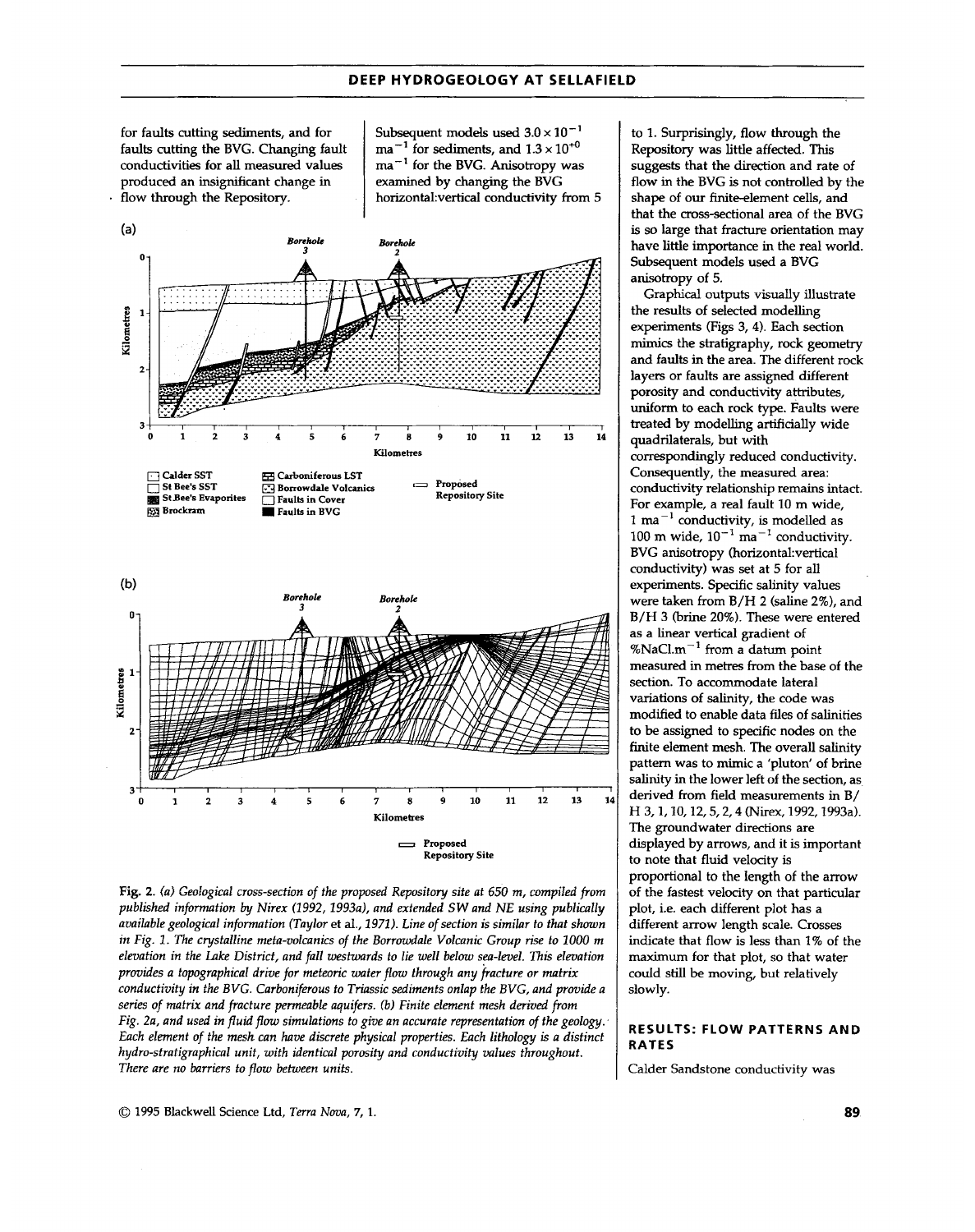for faults cutting sediments, and for faults cutting the BVG. Changing fault conductivities for all measured values produced an insignificant change in flow through the Repository.

Subsequent models used $3.0 \times 10^{-1}$ ma$^{-1}$ for sediments, and $1.3 \times 10^{+0}$ ma$^{-1}$ for the BVG. Anisotropy was examined by changing the BVG horizontal:vertical conductivity from 5 to 1. Surprisingly, flow through the Repository was little affected. This suggests that the direction and rate of flow in the BVG is not controlled by the shape of our finite-element cells, and that the cross-sectional area of the BVG is so large that fracture orientation may have little importance in the real world. Subsequent models used a BVG anisotropy of 5.

Graphical outputs visually illustrate the results of selected modelling experiments (Figs 3, 4). Each section mimics the stratigraphy, rock geometry and faults in the area. The different rock layers or faults are assigned different porosity and conductivity attributes, uniform to each rock type. Faults were treated by modelling artificially wide quadrilaterals, but with correspondingly reduced conductivity. Consequently, the measured area: conductivity relationship remains intact. For example, a real fault 10 m wide, 1 ma$^{-1}$ conductivity, is modelled as 100 m wide, $10^{-1}$ ma$^{-1}$ conductivity. BVG anisotropy (horizontal:vertical conductivity) was set at 5 for all experiments. Specific salinity values were taken from B/H 2 (saline 2%), and B/H 3 (brine 20%). These were entered as a linear vertical gradient of %NaCl.m$^{-1}$ from a datum point measured in metres from the base of the section. To accommodate lateral variations of salinity, the code was modified to enable data files of salinities to be assigned to specific nodes on the finite element mesh. The overall salinity pattern was to mimic a 'pluton' of brine salinity in the lower left of the section, as derived from field measurements in B/H 3, 1, 10, 12, 5, 2, 4 (Nirex, 1992, 1993a). The groundwater directions are displayed by arrows, and it is important to note that fluid velocity is proportional to the length of the arrow of the fastest velocity on that particular plot, i.e. each different plot has a different arrow length scale. Crosses indicate that flow is less than 1% of the maximum for that plot, so that water could still be moving, but relatively slowly.

Fig. 2. *(a) Geological cross-section of the proposed Repository site at 650 m, compiled from published information by Nirex (1992, 1993a), and extended SW and NE using publically available geological information (Taylor* et al.*, 1971). Line of section is similar to that shown in Fig. 1. The crystalline meta-volcanics of the Borrowdale Volcanic Group rise to 1000 m elevation in the Lake District, and fall westwards to lie well below sea-level. This elevation provides a topographical drive for meteoric water flow through any fracture or matrix conductivity in the BVG. Carboniferous to Triassic sediments onlap the BVG, and provide a series of matrix and fracture permeable aquifers. (b) Finite element mesh derived from Fig. 2a, and used in fluid flow simulations to give an accurate representation of the geology. Each element of the mesh can have discrete physical properties. Each lithology is a distinct hydro-stratigraphical unit, with identical porosity and conductivity values throughout. There are no barriers to flow between units.*

## RESULTS: FLOW PATTERNS AND RATES

Calder Sandstone conductivity was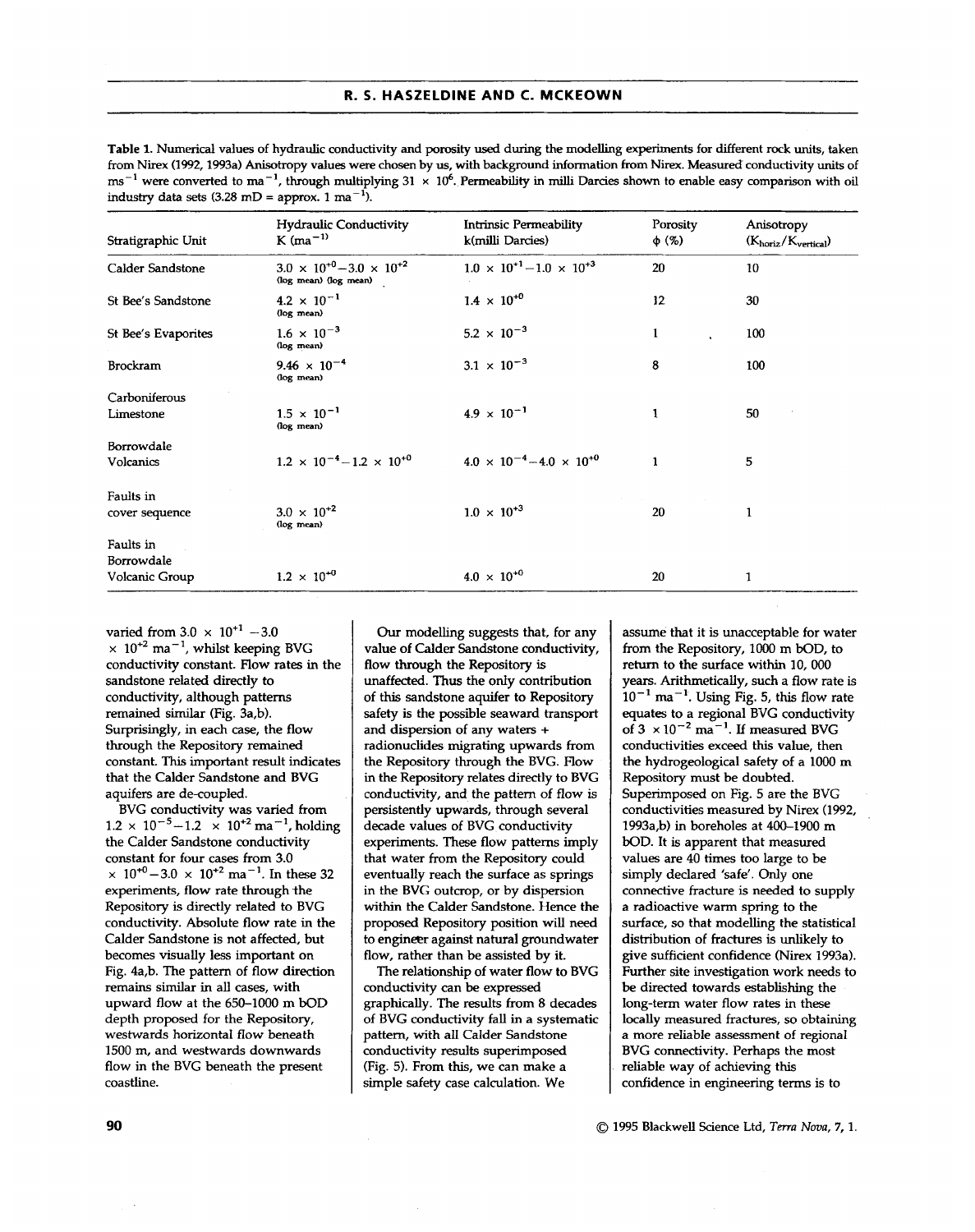**Table 1.** Numerical values of hydraulic conductivity and porosity used during the modelling experiments for different rock units, taken from Nirex (1992, 1993a) Anisotropy values were chosen by us, with background information from Nirex. Measured conductivity units of $ms^{-1}$ were converted to $ma^{-1}$, through multiplying $31 \times 10^6$. Permeability in milli Darcies shown to enable easy comparison with oil industry data sets (3.28 mD = approx. 1 $ma^{-1}$).

| Stratigraphic Unit | Hydraulic Conductivity K ($ma^{-1}$) | Intrinsic Permeability k(milli Darcies) | Porosity $\phi$ (%) | Anisotropy ($K_{horiz}/K_{vertical}$) |
|---|---|---|---|---|
| Calder Sandstone | $3.0 \times 10^{+0}$–$3.0 \times 10^{+2}$ (log mean) (log mean) | $1.0 \times 10^{+1}$–$1.0 \times 10^{+3}$ | 20 | 10 |
| St Bee's Sandstone | $4.2 \times 10^{-1}$ (log mean) | $1.4 \times 10^{+0}$ | 12 | 30 |
| St Bee's Evaporites | $1.6 \times 10^{-3}$ (log mean) | $5.2 \times 10^{-3}$ | 1 | 100 |
| Brockram | $9.46 \times 10^{-4}$ (log mean) | $3.1 \times 10^{-3}$ | 8 | 100 |
| Carboniferous Limestone | $1.5 \times 10^{-1}$ (log mean) | $4.9 \times 10^{-1}$ | 1 | 50 |
| Borrowdale Volcanics | $1.2 \times 10^{-4}$–$1.2 \times 10^{+0}$ | $4.0 \times 10^{-4}$–$4.0 \times 10^{+0}$ | 1 | 5 |
| Faults in cover sequence | $3.0 \times 10^{+2}$ (log mean) | $1.0 \times 10^{+3}$ | 20 | 1 |
| Faults in Borrowdale Volcanic Group | $1.2 \times 10^{+0}$ | $4.0 \times 10^{+0}$ | 20 | 1 |

varied from $3.0 \times 10^{+1}$ – $3.0 \times 10^{+2}$ $ma^{-1}$, whilst keeping BVG conductivity constant. Flow rates in the sandstone related directly to conductivity, although patterns remained similar (Fig. 3a,b). Surprisingly, in each case, the flow through the Repository remained constant. This important result indicates that the Calder Sandstone and BVG aquifers are de-coupled.

BVG conductivity was varied from $1.2 \times 10^{-5}$–$1.2 \times 10^{+2}$ $ma^{-1}$, holding the Calder Sandstone conductivity constant for four cases from $3.0 \times 10^{+0}$–$3.0 \times 10^{+2}$ $ma^{-1}$. In these 32 experiments, flow rate through the Repository is directly related to BVG conductivity. Absolute flow rate in the Calder Sandstone is not affected, but becomes visually less important on Fig. 4a,b. The pattern of flow direction remains similar in all cases, with upward flow at the 650–1000 m bOD depth proposed for the Repository, westwards horizontal flow beneath 1500 m, and westwards downwards flow in the BVG beneath the present coastline.

Our modelling suggests that, for any value of Calder Sandstone conductivity, flow through the Repository is unaffected. Thus the only contribution of this sandstone aquifer to Repository safety is the possible seaward transport and dispersion of any waters + radionuclides migrating upwards from the Repository through the BVG. Flow in the Repository relates directly to BVG conductivity, and the pattern of flow is persistently upwards, through several decade values of BVG conductivity experiments. These flow patterns imply that water from the Repository could eventually reach the surface as springs in the BVG outcrop, or by dispersion within the Calder Sandstone. Hence the proposed Repository position will need to engineer against natural groundwater flow, rather than be assisted by it.

The relationship of water flow to BVG conductivity can be expressed graphically. The results from 8 decades of BVG conductivity fall in a systematic pattern, with all Calder Sandstone conductivity results superimposed (Fig. 5). From this, we can make a simple safety case calculation. We assume that it is unacceptable for water from the Repository, 1000 m bOD, to return to the surface within 10, 000 years. Arithmetically, such a flow rate is $10^{-1}$ $ma^{-1}$. Using Fig. 5, this flow rate equates to a regional BVG conductivity of $3 \times 10^{-2}$ $ma^{-1}$. If measured BVG conductivities exceed this value, then the hydrogeological safety of a 1000 m Repository must be doubted. Superimposed on Fig. 5 are the BVG conductivities measured by Nirex (1992, 1993a,b) in boreholes at 400–1900 m bOD. It is apparent that measured values are 40 times too large to be simply declared 'safe'. Only one connective fracture is needed to supply a radioactive warm spring to the surface, so that modelling the statistical distribution of fractures is unlikely to give sufficient confidence (Nirex 1993a). Further site investigation work needs to be directed towards establishing the long-term water flow rates in these locally measured fractures, so obtaining a more reliable assessment of regional BVG connectivity. Perhaps the most reliable way of achieving this confidence in engineering terms is to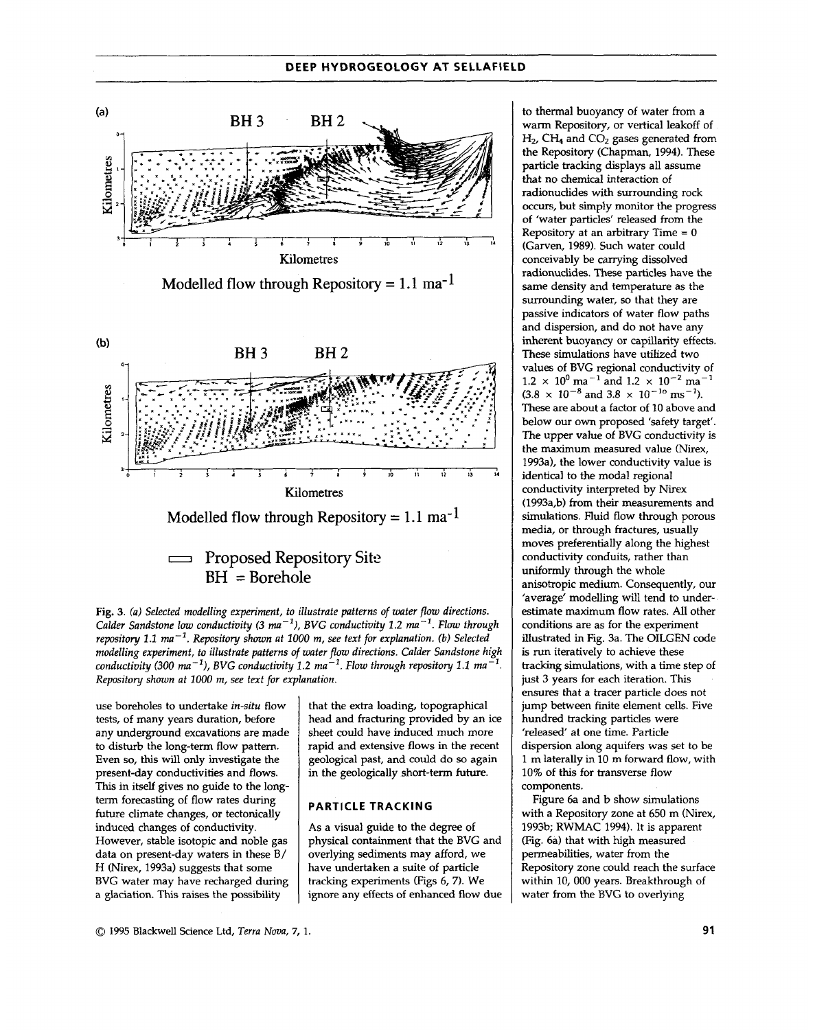Fig. 3. *(a) Selected modelling experiment, to illustrate patterns of water flow directions. Calder Sandstone low conductivity (3 $ma^{-1}$), BVG conductivity 1.2 $ma^{-1}$. Flow through repository 1.1 $ma^{-1}$. Repository shown at 1000 m, see text for explanation. (b) Selected modelling experiment, to illustrate patterns of water flow directions. Calder Sandstone high conductivity (300 $ma^{-1}$), BVG conductivity 1.2 $ma^{-1}$. Flow through repository 1.1 $ma^{-1}$. Repository shown at 1000 m, see text for explanation.*

use boreholes to undertake *in-situ* flow tests, of many years duration, before any underground excavations are made to disturb the long-term flow pattern. Even so, this will only investigate the present-day conductivities and flows. This in itself gives no guide to the long-term forecasting of flow rates during future climate changes, or tectonically induced changes of conductivity. However, stable isotopic and noble gas data on present-day waters in these B/H (Nirex, 1993a) suggests that some BVG water may have recharged during a glaciation. This raises the possibility that the extra loading, topographical head and fracturing provided by an ice sheet could have induced much more rapid and extensive flows in the recent geological past, and could do so again in the geologically short-term future.

## PARTICLE TRACKING

As a visual guide to the degree of physical containment that the BVG and overlying sediments may afford, we have undertaken a suite of particle tracking experiments (Figs 6, 7). We ignore any effects of enhanced flow due to thermal buoyancy of water from a warm Repository, or vertical leakoff of $H_2$, $CH_4$ and $CO_2$ gases generated from the Repository (Chapman, 1994). These particle tracking displays all assume that no chemical interaction of radionuclides with surrounding rock occurs, but simply monitor the progress of 'water particles' released from the Repository at an arbitrary Time = 0 (Garven, 1989). Such water could conceivably be carrying dissolved radionuclides. These particles have the same density and temperature as the surrounding water, so that they are passive indicators of water flow paths and dispersion, and do not have any inherent buoyancy or capillarity effects. These simulations have utilized two values of BVG regional conductivity of $1.2 \times 10^{0}$ $ma^{-1}$ and $1.2 \times 10^{-2}$ $ma^{-1}$ ($3.8 \times 10^{-8}$ and $3.8 \times 10^{-10}$ $ms^{-1}$). These are about a factor of 10 above and below our own proposed 'safety target'. The upper value of BVG conductivity is the maximum measured value (Nirex, 1993a), the lower conductivity value is identical to the modal regional conductivity interpreted by Nirex (1993a,b) from their measurements and simulations. Fluid flow through porous media, or through fractures, usually moves preferentially along the highest conductivity conduits, rather than uniformly through the whole anisotropic medium. Consequently, our 'average' modelling will tend to under-estimate maximum flow rates. All other conditions are as for the experiment illustrated in Fig. 3a. The OILGEN code is run iteratively to achieve these tracking simulations, with a time step of just 3 years for each iteration. This ensures that a tracer particle does not jump between finite element cells. Five hundred tracking particles were 'released' at one time. Particle dispersion along aquifers was set to be 1 m laterally in 10 m forward flow, with 10% of this for transverse flow components.

Figure 6a and b show simulations with a Repository zone at 650 m (Nirex, 1993b; RWMAC 1994). It is apparent (Fig. 6a) that with high measured permeabilities, water from the Repository zone could reach the surface within 10, 000 years. Breakthrough of water from the BVG to overlying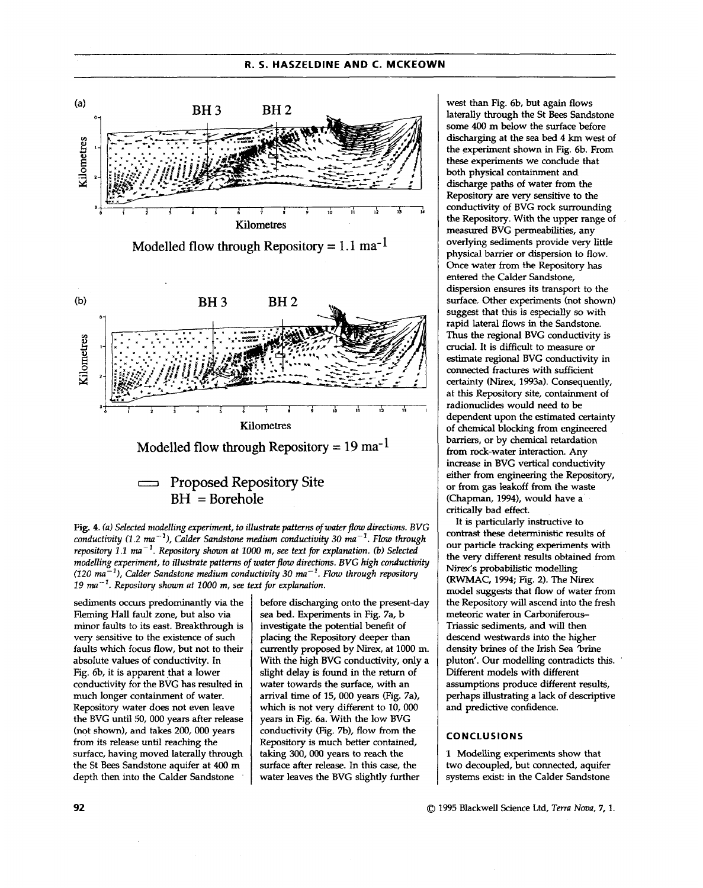(a)

Modelled flow through Repository = 1.1 $ma^{-1}$

(b)

Modelled flow through Repository = 19 $ma^{-1}$

Proposed Repository Site
BH = Borehole

**Fig. 4.** *(a) Selected modelling experiment, to illustrate patterns of water flow directions. BVG conductivity (1.2 $ma^{-1}$), Calder Sandstone medium conductivity 30 $ma^{-1}$. Flow through repository 1.1 $ma^{-1}$. Repository shown at 1000 m, see text for explanation. (b) Selected modelling experiment, to illustrate patterns of water flow directions. BVG high conductivity (120 $ma^{-1}$), Calder Sandstone medium conductivity 30 $ma^{-1}$. Flow through repository 19 $ma^{-1}$. Repository shown at 1000 m, see text for explanation.*

sediments occurs predominantly via the Fleming Hall fault zone, but also via minor faults to its east. Breakthrough is very sensitive to the existence of such faults which focus flow, but not to their absolute values of conductivity. In Fig. 6b, it is apparent that a lower conductivity for the BVG has resulted in much longer containment of water. Repository water does not even leave the BVG until 50, 000 years after release (not shown), and takes 200, 000 years from its release until reaching the surface, having moved laterally through the St Bees Sandstone aquifer at 400 m depth then into the Calder Sandstone before discharging onto the present-day sea bed. Experiments in Fig. 7a, b investigate the potential benefit of placing the Repository deeper than currently proposed by Nirex, at 1000 m. With the high BVG conductivity, only a slight delay is found in the return of water towards the surface, with an arrival time of 15, 000 years (Fig. 7a), which is not very different to 10, 000 years in Fig. 6a. With the low BVG conductivity (Fig. 7b), flow from the Repository is much better contained, taking 300, 000 years to reach the surface after release. In this case, the water leaves the BVG slightly further west than Fig. 6b, but again flows laterally through the St Bees Sandstone some 400 m below the surface before discharging at the sea bed 4 km west of the experiment shown in Fig. 6b. From these experiments we conclude that both physical containment and discharge paths of water from the Repository are very sensitive to the conductivity of BVG rock surrounding the Repository. With the upper range of measured BVG permeabilities, any overlying sediments provide very little physical barrier or dispersion to flow. Once water from the Repository has entered the Calder Sandstone, dispersion ensures its transport to the surface. Other experiments (not shown) suggest that this is especially so with rapid lateral flows in the Sandstone. Thus the regional BVG conductivity is crucial. It is difficult to measure or estimate regional BVG conductivity in connected fractures with sufficient certainty (Nirex, 1993a). Consequently, at this Repository site, containment of radionuclides would need to be dependent upon the estimated certainty of chemical blocking from engineered barriers, or by chemical retardation from rock-water interaction. Any increase in BVG vertical conductivity either from engineering the Repository, or from gas leakoff from the waste (Chapman, 1994), would have a critically bad effect.

It is particularly instructive to contrast these deterministic results of our particle tracking experiments with the very different results obtained from Nirex's probabilistic modelling (RWMAC, 1994; Fig. 2). The Nirex model suggests that flow of water from the Repository will ascend into the fresh meteoric water in Carboniferous–Triassic sediments, and will then descend westwards into the higher density brines of the Irish Sea 'brine pluton'. Our modelling contradicts this. Different models with different assumptions produce different results, perhaps illustrating a lack of descriptive and predictive confidence.

## CONCLUSIONS

1 Modelling experiments show that two decoupled, but connected, aquifer systems exist: in the Calder Sandstone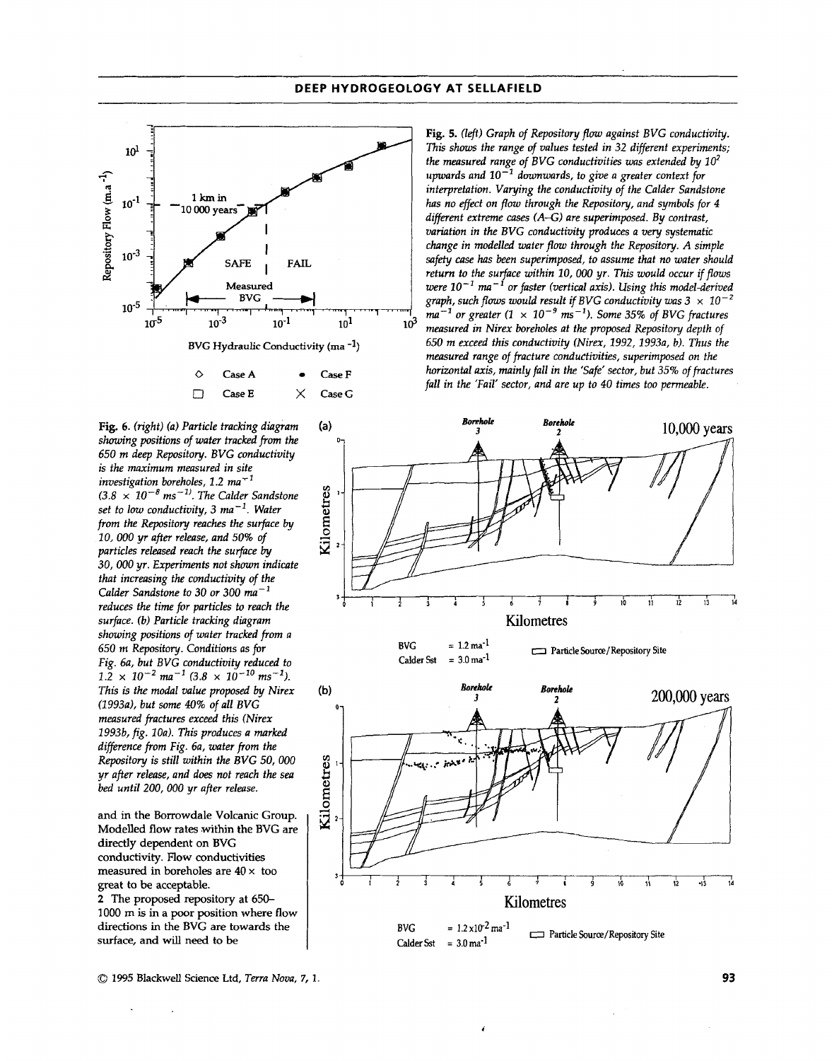**Fig. 5.** *(left) Graph of Repository flow against BVG conductivity. This shows the range of values tested in 32 different experiments; the measured range of BVG conductivities was extended by $10^2$ upwards and $10^{-1}$ downwards, to give a greater context for interpretation. Varying the conductivity of the Calder Sandstone has no effect on flow through the Repository, and symbols for 4 different extreme cases (A–G) are superimposed. By contrast, variation in the BVG conductivity produces a very systematic change in modelled water flow through the Repository. A simple safety case has been superimposed, to assume that no water should return to the surface within 10, 000 yr. This would occur if flows were $10^{-1}$ $ma^{-1}$ or faster (vertical axis). Using this model-derived graph, such flows would result if BVG conductivity was $3 \times 10^{-2}$ $ma^{-1}$ or greater ($1 \times 10^{-9}$ $ms^{-1}$). Some 35% of BVG fractures measured in Nirex boreholes at the proposed Repository depth of 650 m exceed this conductivity (Nirex, 1992, 1993a, b). Thus the measured range of fracture conductivities, superimposed on the horizontal axis, mainly fall in the 'Safe' sector, but 35% of fractures fall in the 'Fail' sector, and are up to 40 times too permeable.*

**Fig. 6.** *(right) (a) Particle tracking diagram showing positions of water tracked from the 650 m deep Repository. BVG conductivity is the maximum measured in site investigation boreholes, 1.2 $ma^{-1}$ ($3.8 \times 10^{-8}$ $ms^{-1}$). The Calder Sandstone set to low conductivity, 3 $ma^{-1}$. Water from the Repository reaches the surface by 10, 000 yr after release, and 50% of particles released reach the surface by 30, 000 yr. Experiments not shown indicate that increasing the conductivity of the Calder Sandstone to 30 or 300 $ma^{-1}$ reduces the time for particles to reach the surface. (b) Particle tracking diagram showing positions of water tracked from a 650 m Repository. Conditions as for Fig. 6a, but BVG conductivity reduced to $1.2 \times 10^{-2}$ $ma^{-1}$ ($3.8 \times 10^{-10}$ $ms^{-1}$). This is the modal value proposed by Nirex (1993a), but some 40% of all BVG measured fractures exceed this (Nirex 1993b, fig. 10a). This produces a marked difference from Fig. 6a, water from the Repository is still within the BVG 50, 000 yr after release, and does not reach the sea bed until 200, 000 yr after release.*

and in the Borrowdale Volcanic Group. Modelled flow rates within the BVG are directly dependent on BVG conductivity. Flow conductivities measured in boreholes are 40 × too great to be acceptable.

2 The proposed repository at 650–1000 m is in a poor position where flow directions in the BVG are towards the surface, and will need to be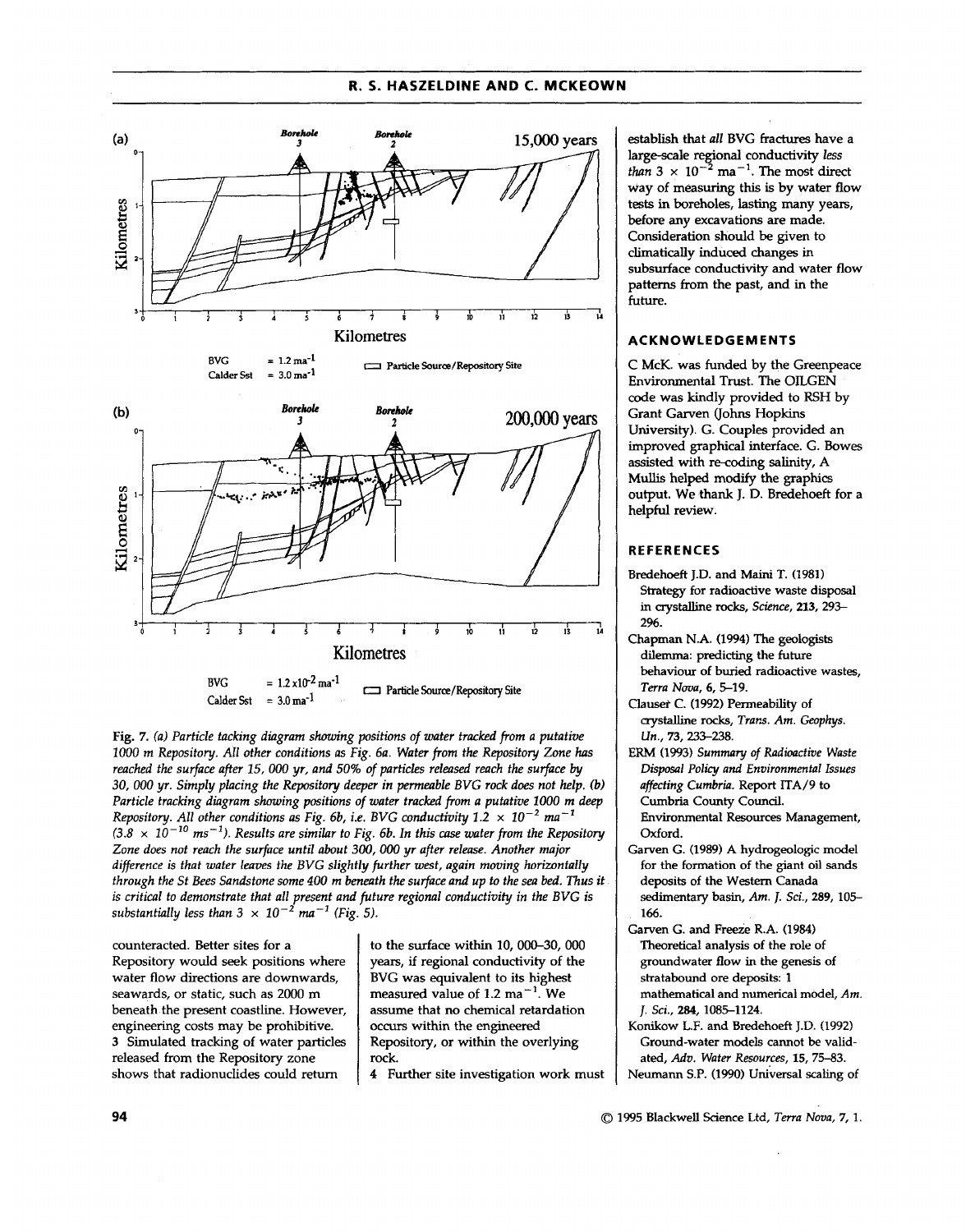Fig. 7. *(a) Particle tacking diagram showing positions of water tracked from a putative 1000 m Repository. All other conditions as Fig. 6a. Water from the Repository Zone has reached the surface after 15, 000 yr, and 50% of particles released reach the surface by 30, 000 yr. Simply placing the Repository deeper in permeable BVG rock does not help. (b) Particle tracking diagram showing positions of water tracked from a putative 1000 m deep Repository. All other conditions as Fig. 6b, i.e. BVG conductivity $1.2 \times 10^{-2}$ ma$^{-1}$ ($3.8 \times 10^{-10}$ ms$^{-1}$). Results are similar to Fig. 6b. In this case water from the Repository Zone does not reach the surface until about 300, 000 yr after release. Another major difference is that water leaves the BVG slightly further west, again moving horizontally through the St Bees Sandstone some 400 m beneath the surface and up to the sea bed. Thus it is critical to demonstrate that all present and future regional conductivity in the BVG is substantially less than $3 \times 10^{-2}$ ma$^{-1}$ (Fig. 5).*

counteracted. Better sites for a Repository would seek positions where water flow directions are downwards, seawards, or static, such as 2000 m beneath the present coastline. However, engineering costs may be prohibitive.

3 Simulated tracking of water particles released from the Repository zone shows that radionuclides could return to the surface within 10, 000–30, 000 years, if regional conductivity of the BVG was equivalent to its highest measured value of 1.2 ma$^{-1}$. We assume that no chemical retardation occurs within the engineered Repository, or within the overlying rock.

4 Further site investigation work must establish that *all* BVG fractures have a large-scale regional conductivity *less than* $3 \times 10^{-2}$ ma$^{-1}$. The most direct way of measuring this is by water flow tests in boreholes, lasting many years, before any excavations are made. Consideration should be given to climatically induced changes in subsurface conductivity and water flow patterns from the past, and in the future.

## ACKNOWLEDGEMENTS

C McK. was funded by the Greenpeace Environmental Trust. The OILGEN code was kindly provided to RSH by Grant Garven (Johns Hopkins University). G. Couples provided an improved graphical interface. G. Bowes assisted with re-coding salinity, A Mullis helped modify the graphics output. We thank J. D. Bredehoeft for a helpful review.

## REFERENCES

Bredehoeft J.D. and Maini T. (1981) Strategy for radioactive waste disposal in crystalline rocks, *Science*, **213**, 293–296.

Chapman N.A. (1994) The geologists dilemma: predicting the future behaviour of buried radioactive wastes, *Terra Nova*, **6**, 5–19.

Clauser C. (1992) Permeability of crystalline rocks, *Trans. Am. Geophys. Un.*, **73**, 233–238.

ERM (1993) *Summary of Radioactive Waste Disposal Policy and Environmental Issues affecting Cumbria*. Report ITA/9 to Cumbria County Council. Environmental Resources Management, Oxford.

Garven G. (1989) A hydrogeologic model for the formation of the giant oil sands deposits of the Western Canada sedimentary basin, *Am. J. Sci.*, **289**, 105–166.

Garven G. and Freeze R.A. (1984) Theoretical analysis of the role of groundwater flow in the genesis of stratabound ore deposits: 1 mathematical and numerical model, *Am. J. Sci.*, **284**, 1085–1124.

Konikow L.F. and Bredehoeft J.D. (1992) Ground-water models cannot be validated, *Adv. Water Resources*, **15**, 75–83.

Neumann S.P. (1990) Universal scaling of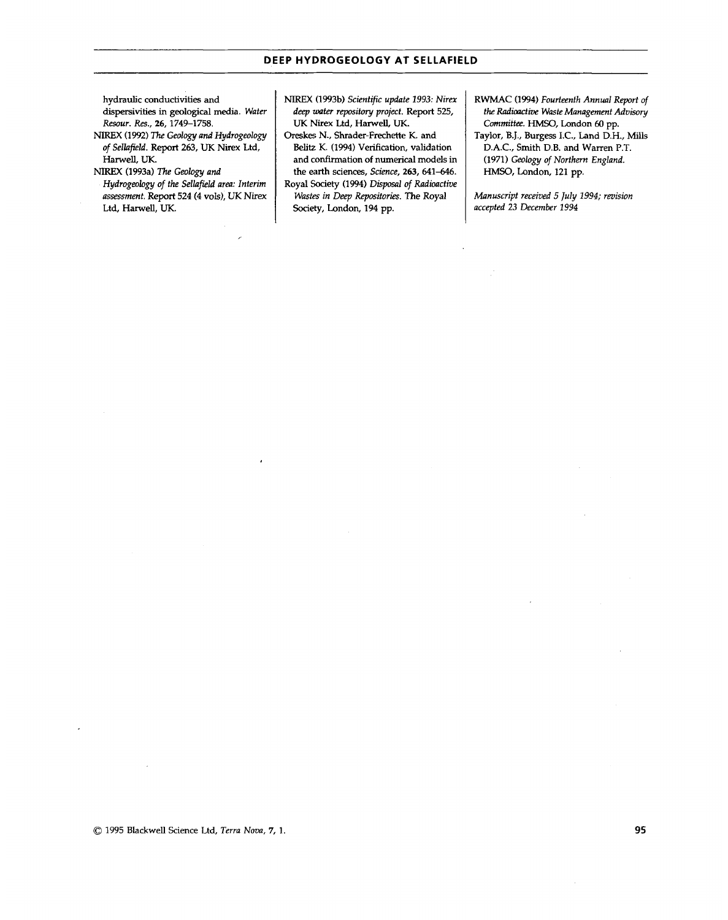hydraulic conductivities and dispersivities in geological media. *Water Resour. Res.*, **26**, 1749–1758.

NIREX (1992) *The Geology and Hydrogeology of Sellafield*. Report 263, UK Nirex Ltd, Harwell, UK.

NIREX (1993a) *The Geology and Hydrogeology of the Sellafield area: Interim assessment*. Report 524 (4 vols), UK Nirex Ltd, Harwell, UK.

NIREX (1993b) *Scientific update 1993: Nirex deep water repository project*. Report 525, UK Nirex Ltd, Harwell, UK.

Oreskes N., Shrader-Frechette K. and Belitz K. (1994) Verification, validation and confirmation of numerical models in the earth sciences, *Science*, **263**, 641–646.

Royal Society (1994) *Disposal of Radioactive Wastes in Deep Repositories*. The Royal Society, London, 194 pp.

RWMAC (1994) *Fourteenth Annual Report of the Radioactive Waste Management Advisory Committee*. HMSO, London 60 pp.

Taylor, B.J., Burgess I.C., Land D.H., Mills D.A.C., Smith D.B. and Warren P.T. (1971) *Geology of Northern England*. HMSO, London, 121 pp.

*Manuscript received 5 July 1994; revision accepted 23 December 1994*